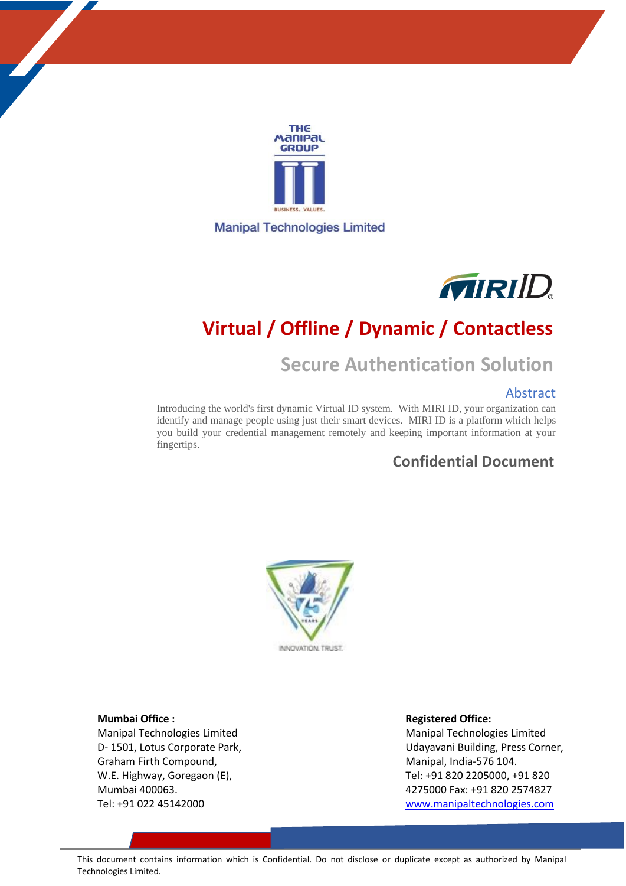Manipal Technologies Limited

# Virtual / Offline / Dynamic / Contactless

## Secure Authentication Solution

### Abstract

Introducing the world's first dynamic Virtual ID system. With MIRI ID, your organization can identify and manage people using just their smart devices. MIRI ID is a platform which helps you build your credential management remotely and keeping important information at your fingertips.

## Confidential Document

INNOVATION. TRUST.

**Mumbai Office :**
Manipal Technologies Limited
D- 1501, Lotus Corporate Park,
Graham Firth Compound,
W.E. Highway, Goregaon (E),
Mumbai 400063.
Tel: +91 022 45142000

**Registered Office:**
Manipal Technologies Limited
Udayavani Building, Press Corner,
Manipal, India-576 104.
Tel: +91 820 2205000, +91 820 4275000 Fax: +91 820 2574827
www.manipaltechnologies.com

This document contains information which is Confidential. Do not disclose or duplicate except as authorized by Manipal Technologies Limited.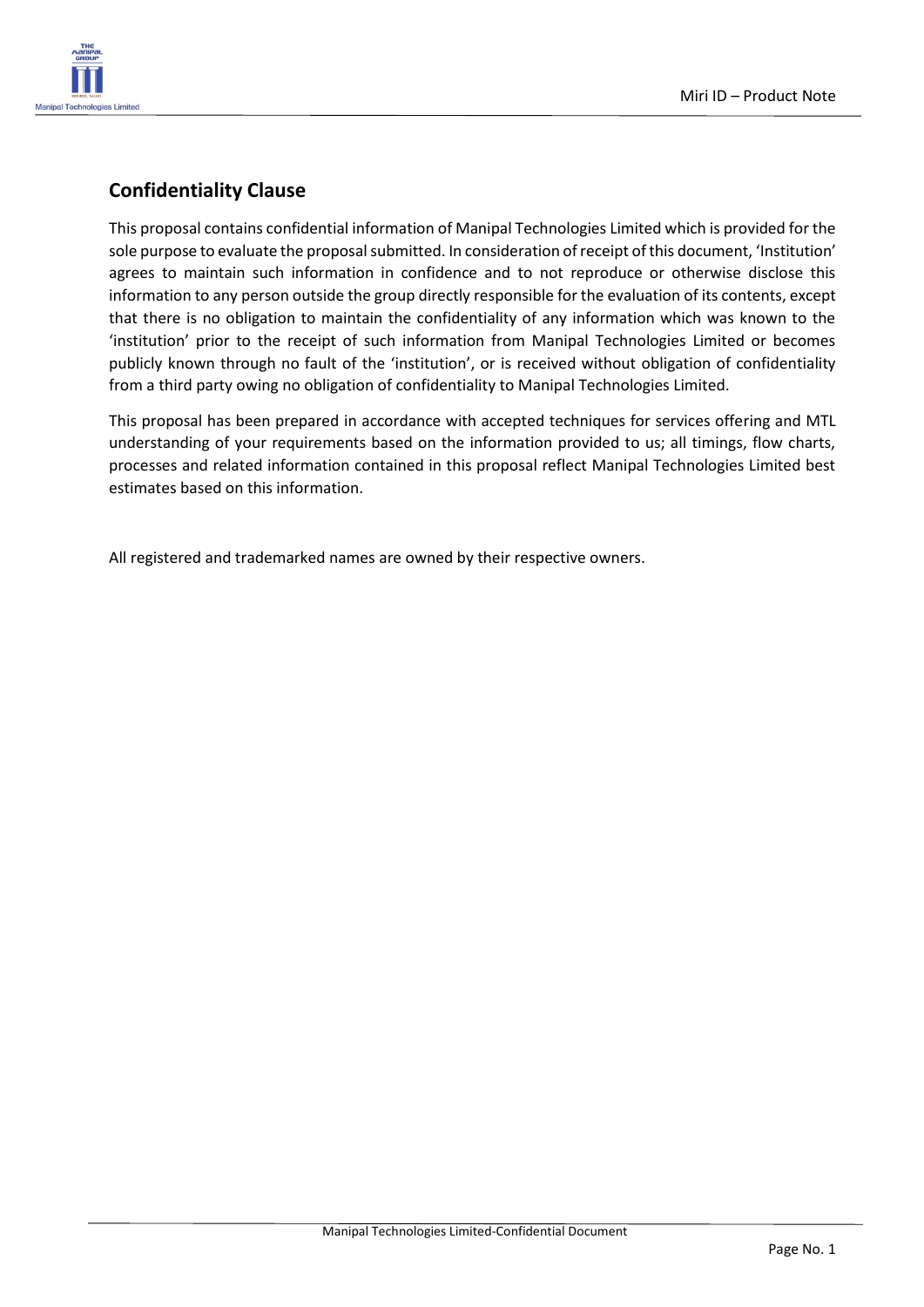## Confidentiality Clause

This proposal contains confidential information of Manipal Technologies Limited which is provided for the sole purpose to evaluate the proposal submitted. In consideration of receipt of this document, 'Institution' agrees to maintain such information in confidence and to not reproduce or otherwise disclose this information to any person outside the group directly responsible for the evaluation of its contents, except that there is no obligation to maintain the confidentiality of any information which was known to the 'institution' prior to the receipt of such information from Manipal Technologies Limited or becomes publicly known through no fault of the 'institution', or is received without obligation of confidentiality from a third party owing no obligation of confidentiality to Manipal Technologies Limited.

This proposal has been prepared in accordance with accepted techniques for services offering and MTL understanding of your requirements based on the information provided to us; all timings, flow charts, processes and related information contained in this proposal reflect Manipal Technologies Limited best estimates based on this information.

All registered and trademarked names are owned by their respective owners.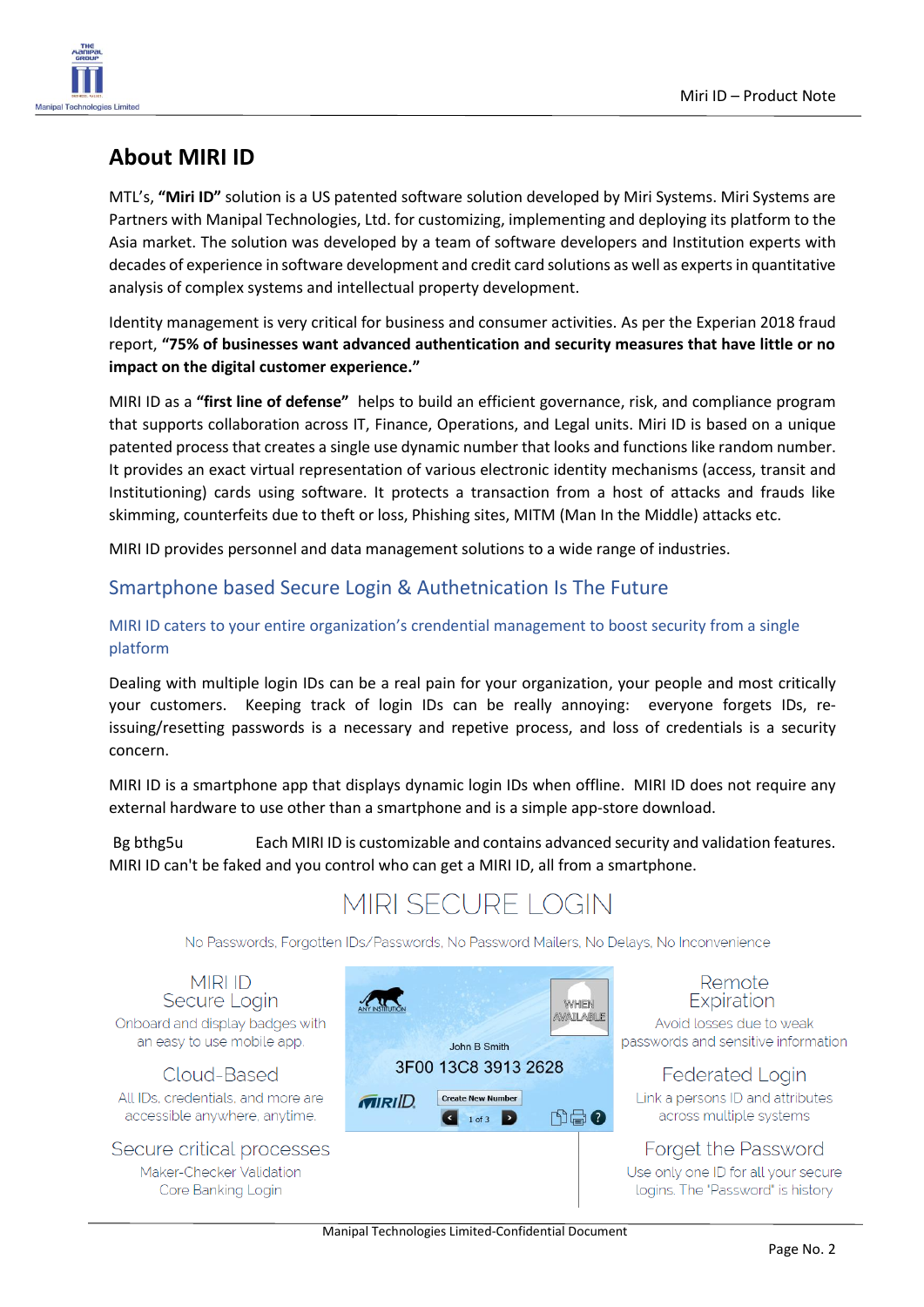## About MIRI ID

MTL's, **"Miri ID"** solution is a US patented software solution developed by Miri Systems. Miri Systems are Partners with Manipal Technologies, Ltd. for customizing, implementing and deploying its platform to the Asia market. The solution was developed by a team of software developers and Institution experts with decades of experience in software development and credit card solutions as well as experts in quantitative analysis of complex systems and intellectual property development.

Identity management is very critical for business and consumer activities. As per the Experian 2018 fraud report, **"75% of businesses want advanced authentication and security measures that have little or no impact on the digital customer experience."**

MIRI ID as a **"first line of defense"** helps to build an efficient governance, risk, and compliance program that supports collaboration across IT, Finance, Operations, and Legal units. Miri ID is based on a unique patented process that creates a single use dynamic number that looks and functions like random number. It provides an exact virtual representation of various electronic identity mechanisms (access, transit and Institutioning) cards using software. It protects a transaction from a host of attacks and frauds like skimming, counterfeits due to theft or loss, Phishing sites, MITM (Man In the Middle) attacks etc.

MIRI ID provides personnel and data management solutions to a wide range of industries.

### Smartphone based Secure Login & Authetnication Is The Future

#### MIRI ID caters to your entire organization's crendential management to boost security from a single platform

Dealing with multiple login IDs can be a real pain for your organization, your people and most critically your customers. Keeping track of login IDs can be really annoying: everyone forgets IDs, re-issuing/resetting passwords is a necessary and repetive process, and loss of credentials is a security concern.

MIRI ID is a smartphone app that displays dynamic login IDs when offline. MIRI ID does not require any external hardware to use other than a smartphone and is a simple app-store download.

Bg bthg5u Each MIRI ID is customizable and contains advanced security and validation features. MIRI ID can't be faked and you control who can get a MIRI ID, all from a smartphone.

MIRI SECURE LOGIN

No Passwords, Forgotten IDs/Passwords, No Password Mailers, No Delays, No Inconvenience

MIRI ID Secure Login
Onboard and display badges with an easy to use mobile app.

Cloud-Based
All IDs, credentials, and more are accessible anywhere, anytime.

Secure critical processes
Maker-Checker Validation
Core Banking Login

ANY INSTITUTION
WHEN AVAILABLE
John B Smith
3F00 13C8 3913 2628
MIRI ID
Create New Number
1 of 3

Remote Expiration
Avoid losses due to weak passwords and sensitive information

Federated Login
Link a persons ID and attributes across multiple systems

Forget the Password
Use only one ID for all your secure logins. The 'Password' is history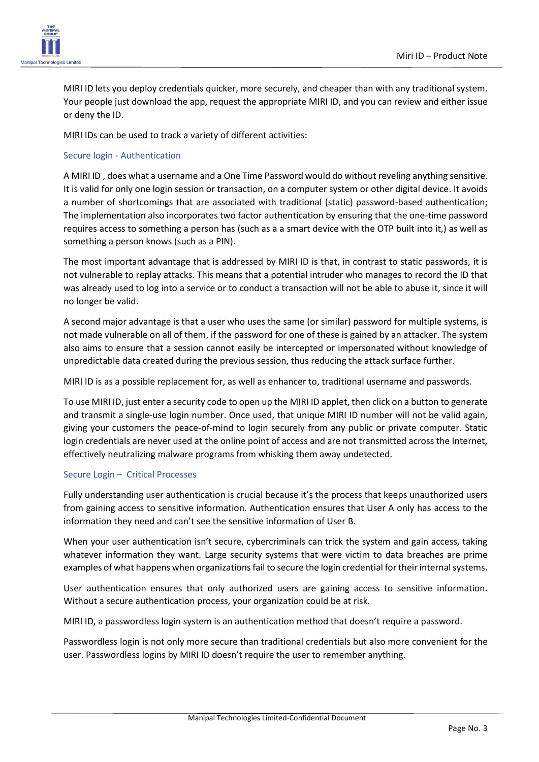MIRI ID lets you deploy credentials quicker, more securely, and cheaper than with any traditional system. Your people just download the app, request the appropriate MIRI ID, and you can review and either issue or deny the ID.

MIRI IDs can be used to track a variety of different activities:

### Secure login - Authentication

A MIRI ID , does what a username and a One Time Password would do without reveling anything sensitive. It is valid for only one login session or transaction, on a computer system or other digital device. It avoids a number of shortcomings that are associated with traditional (static) password-based authentication; The implementation also incorporates two factor authentication by ensuring that the one-time password requires access to something a person has (such as a a smart device with the OTP built into it,) as well as something a person knows (such as a PIN).

The most important advantage that is addressed by MIRI ID is that, in contrast to static passwords, it is not vulnerable to replay attacks. This means that a potential intruder who manages to record the ID that was already used to log into a service or to conduct a transaction will not be able to abuse it, since it will no longer be valid.

A second major advantage is that a user who uses the same (or similar) password for multiple systems, is not made vulnerable on all of them, if the password for one of these is gained by an attacker. The system also aims to ensure that a session cannot easily be intercepted or impersonated without knowledge of unpredictable data created during the previous session, thus reducing the attack surface further.

MIRI ID is as a possible replacement for, as well as enhancer to, traditional username and passwords.

To use MIRI ID, just enter a security code to open up the MIRI ID applet, then click on a button to generate and transmit a single-use login number. Once used, that unique MIRI ID number will not be valid again, giving your customers the peace-of-mind to login securely from any public or private computer. Static login credentials are never used at the online point of access and are not transmitted across the Internet, effectively neutralizing malware programs from whisking them away undetected.

### Secure Login – Critical Processes

Fully understanding user authentication is crucial because it's the process that keeps unauthorized users from gaining access to sensitive information. Authentication ensures that User A only has access to the information they need and can't see the sensitive information of User B.

When your user authentication isn't secure, cybercriminals can trick the system and gain access, taking whatever information they want. Large security systems that were victim to data breaches are prime examples of what happens when organizations fail to secure the login credential for their internal systems.

User authentication ensures that only authorized users are gaining access to sensitive information. Without a secure authentication process, your organization could be at risk.

MIRI ID, a passwordless login system is an authentication method that doesn't require a password.

Passwordless login is not only more secure than traditional credentials but also more convenient for the user. Passwordless logins by MIRI ID doesn't require the user to remember anything.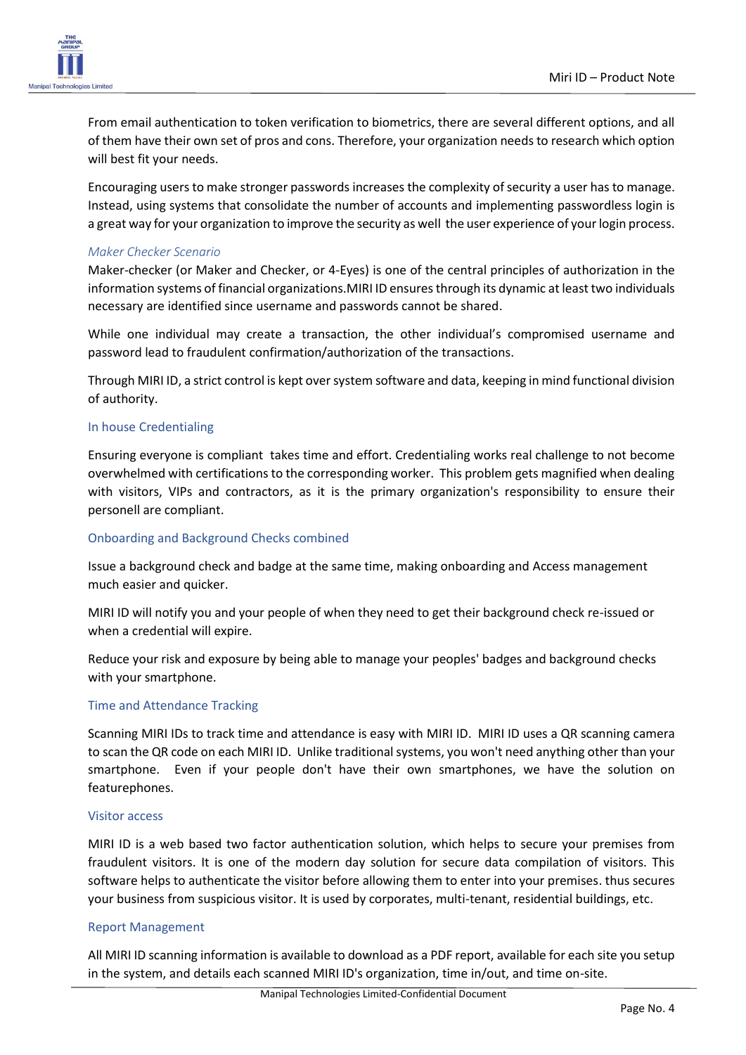From email authentication to token verification to biometrics, there are several different options, and all of them have their own set of pros and cons. Therefore, your organization needs to research which option will best fit your needs.

Encouraging users to make stronger passwords increases the complexity of security a user has to manage. Instead, using systems that consolidate the number of accounts and implementing passwordless login is a great way for your organization to improve the security as well the user experience of your login process.

### *Maker Checker Scenario*

Maker-checker (or Maker and Checker, or 4-Eyes) is one of the central principles of authorization in the information systems of financial organizations.MIRI ID ensures through its dynamic at least two individuals necessary are identified since username and passwords cannot be shared.

While one individual may create a transaction, the other individual's compromised username and password lead to fraudulent confirmation/authorization of the transactions.

Through MIRI ID, a strict control is kept over system software and data, keeping in mind functional division of authority.

### In house Credentialing

Ensuring everyone is compliant takes time and effort. Credentialing works real challenge to not become overwhelmed with certifications to the corresponding worker. This problem gets magnified when dealing with visitors, VIPs and contractors, as it is the primary organization's responsibility to ensure their personell are compliant.

### Onboarding and Background Checks combined

Issue a background check and badge at the same time, making onboarding and Access management much easier and quicker.

MIRI ID will notify you and your people of when they need to get their background check re-issued or when a credential will expire.

Reduce your risk and exposure by being able to manage your peoples' badges and background checks with your smartphone.

### Time and Attendance Tracking

Scanning MIRI IDs to track time and attendance is easy with MIRI ID. MIRI ID uses a QR scanning camera to scan the QR code on each MIRI ID. Unlike traditional systems, you won't need anything other than your smartphone. Even if your people don't have their own smartphones, we have the solution on featurephones.

### Visitor access

MIRI ID is a web based two factor authentication solution, which helps to secure your premises from fraudulent visitors. It is one of the modern day solution for secure data compilation of visitors. This software helps to authenticate the visitor before allowing them to enter into your premises. thus secures your business from suspicious visitor. It is used by corporates, multi-tenant, residential buildings, etc.

### Report Management

All MIRI ID scanning information is available to download as a PDF report, available for each site you setup in the system, and details each scanned MIRI ID's organization, time in/out, and time on-site.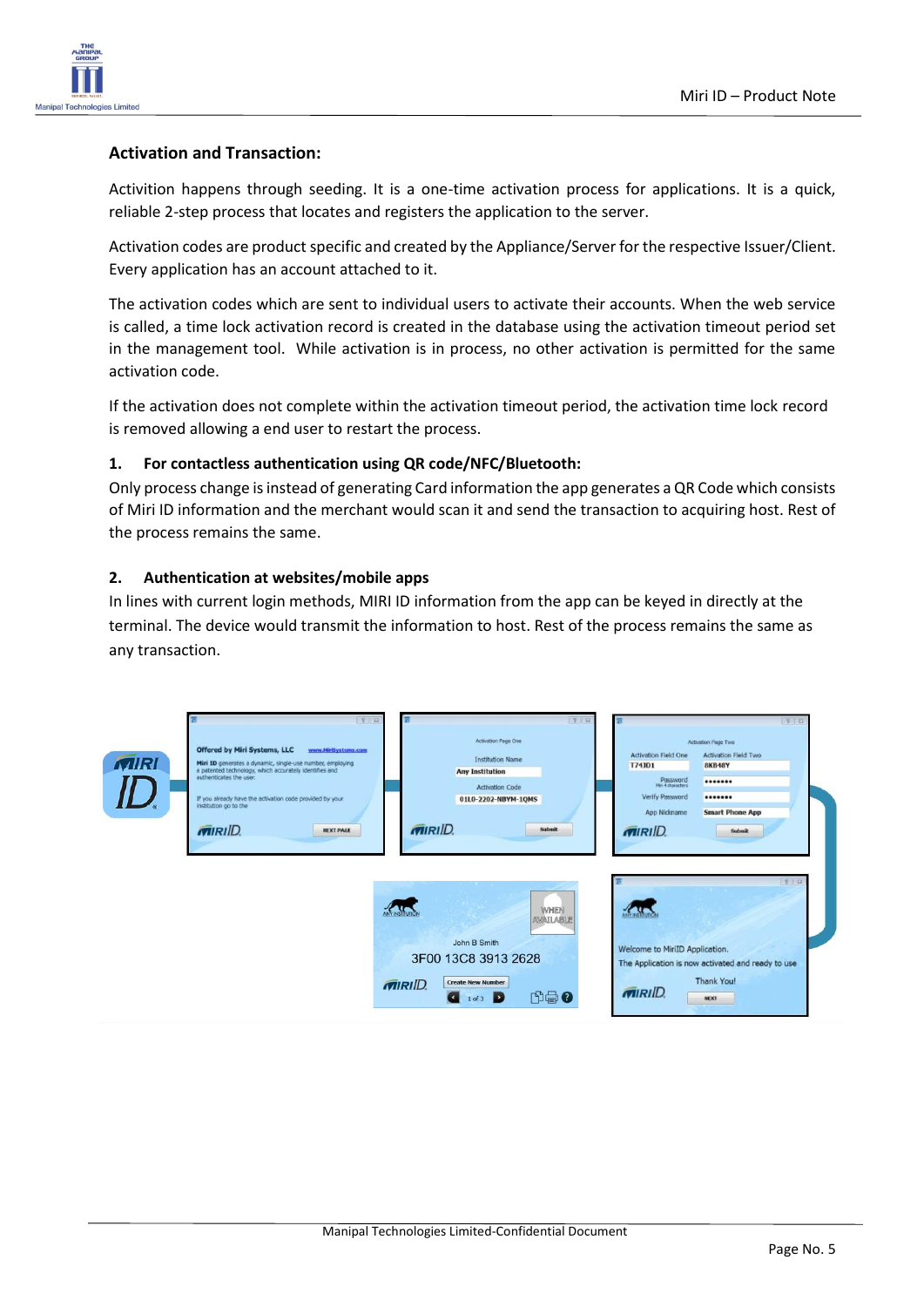### Activation and Transaction:

Activition happens through seeding. It is a one-time activation process for applications. It is a quick, reliable 2-step process that locates and registers the application to the server.

Activation codes are product specific and created by the Appliance/Server for the respective Issuer/Client. Every application has an account attached to it.

The activation codes which are sent to individual users to activate their accounts. When the web service is called, a time lock activation record is created in the database using the activation timeout period set in the management tool. While activation is in process, no other activation is permitted for the same activation code.

If the activation does not complete within the activation timeout period, the activation time lock record is removed allowing a end user to restart the process.

**1. For contactless authentication using QR code/NFC/Bluetooth:**

Only process change is instead of generating Card information the app generates a QR Code which consists of Miri ID information and the merchant would scan it and send the transaction to acquiring host. Rest of the process remains the same.

**2. Authentication at websites/mobile apps**

In lines with current login methods, MIRI ID information from the app can be keyed in directly at the terminal. The device would transmit the information to host. Rest of the process remains the same as any transaction.